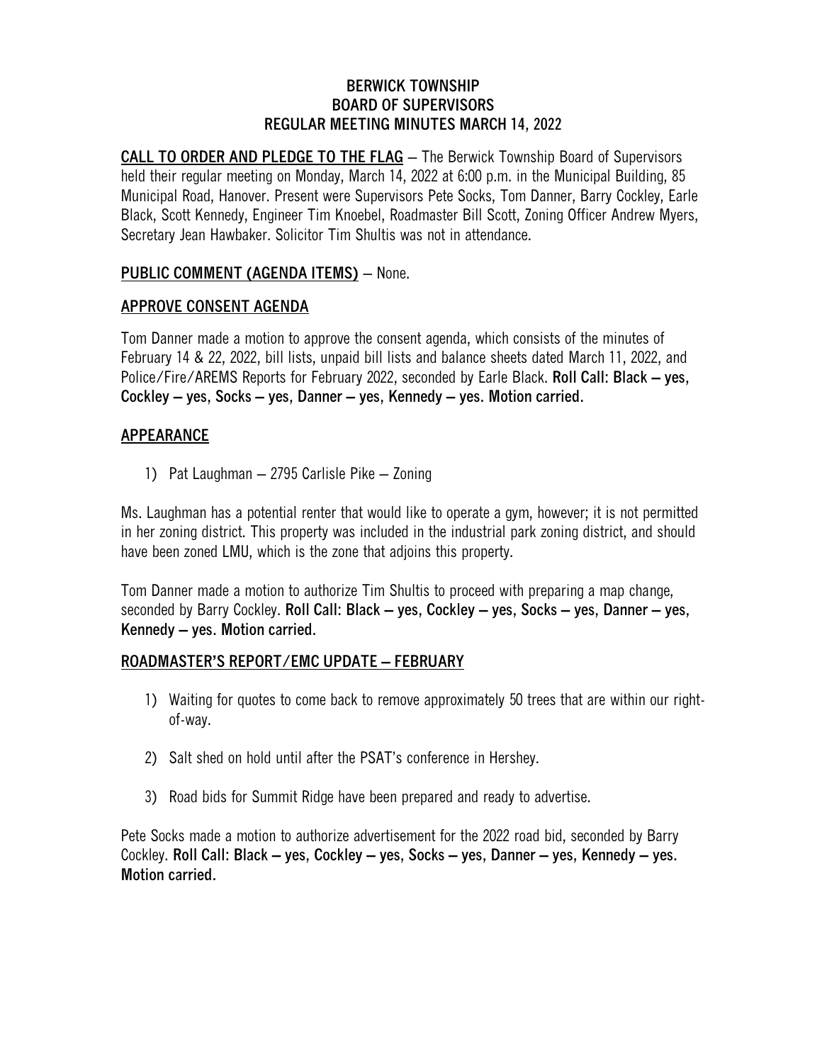# BERWICK TOWNSHIP
# BOARD OF SUPERVISORS
# REGULAR MEETING MINUTES MARCH 14, 2022

**CALL TO ORDER AND PLEDGE TO THE FLAG** – The Berwick Township Board of Supervisors held their regular meeting on Monday, March 14, 2022 at 6:00 p.m. in the Municipal Building, 85 Municipal Road, Hanover. Present were Supervisors Pete Socks, Tom Danner, Barry Cockley, Earle Black, Scott Kennedy, Engineer Tim Knoebel, Roadmaster Bill Scott, Zoning Officer Andrew Myers, Secretary Jean Hawbaker. Solicitor Tim Shultis was not in attendance.

## PUBLIC COMMENT (AGENDA ITEMS) – None.

## APPROVE CONSENT AGENDA

Tom Danner made a motion to approve the consent agenda, which consists of the minutes of February 14 & 22, 2022, bill lists, unpaid bill lists and balance sheets dated March 11, 2022, and Police/Fire/AREMS Reports for February 2022, seconded by Earle Black. **Roll Call: Black – yes, Cockley – yes, Socks – yes, Danner – yes, Kennedy – yes. Motion carried.**

## APPEARANCE

1) Pat Laughman – 2795 Carlisle Pike – Zoning

Ms. Laughman has a potential renter that would like to operate a gym, however; it is not permitted in her zoning district. This property was included in the industrial park zoning district, and should have been zoned LMU, which is the zone that adjoins this property.

Tom Danner made a motion to authorize Tim Shultis to proceed with preparing a map change, seconded by Barry Cockley. **Roll Call: Black – yes, Cockley – yes, Socks – yes, Danner – yes, Kennedy – yes. Motion carried.**

## ROADMASTER'S REPORT/EMC UPDATE – FEBRUARY

1) Waiting for quotes to come back to remove approximately 50 trees that are within our right-of-way.

2) Salt shed on hold until after the PSAT's conference in Hershey.

3) Road bids for Summit Ridge have been prepared and ready to advertise.

Pete Socks made a motion to authorize advertisement for the 2022 road bid, seconded by Barry Cockley. **Roll Call: Black – yes, Cockley – yes, Socks – yes, Danner – yes, Kennedy – yes. Motion carried.**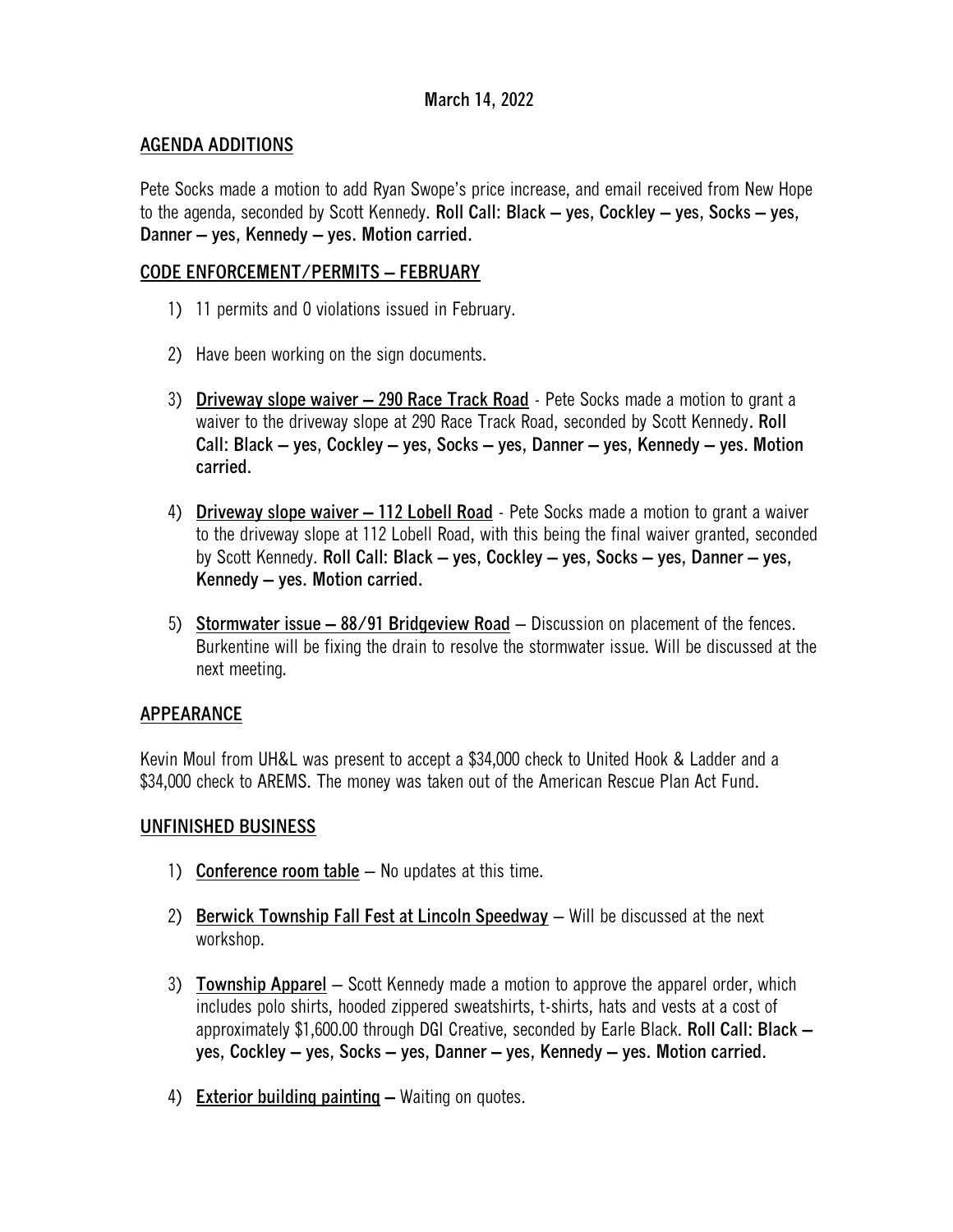March 14, 2022

## AGENDA ADDITIONS

Pete Socks made a motion to add Ryan Swope's price increase, and email received from New Hope to the agenda, seconded by Scott Kennedy. **Roll Call: Black – yes, Cockley – yes, Socks – yes, Danner – yes, Kennedy – yes. Motion carried.**

## CODE ENFORCEMENT/PERMITS – FEBRUARY

1) 11 permits and 0 violations issued in February.

2) Have been working on the sign documents.

3) Driveway slope waiver – 290 Race Track Road - Pete Socks made a motion to grant a waiver to the driveway slope at 290 Race Track Road, seconded by Scott Kennedy. **Roll Call: Black – yes, Cockley – yes, Socks – yes, Danner – yes, Kennedy – yes. Motion carried.**

4) Driveway slope waiver – 112 Lobell Road - Pete Socks made a motion to grant a waiver to the driveway slope at 112 Lobell Road, with this being the final waiver granted, seconded by Scott Kennedy. **Roll Call: Black – yes, Cockley – yes, Socks – yes, Danner – yes, Kennedy – yes. Motion carried.**

5) Stormwater issue – 88/91 Bridgeview Road – Discussion on placement of the fences. Burkentine will be fixing the drain to resolve the stormwater issue. Will be discussed at the next meeting.

## APPEARANCE

Kevin Moul from UH&L was present to accept a $34,000 check to United Hook & Ladder and a $34,000 check to AREMS. The money was taken out of the American Rescue Plan Act Fund.

## UNFINISHED BUSINESS

1) Conference room table – No updates at this time.

2) Berwick Township Fall Fest at Lincoln Speedway – Will be discussed at the next workshop.

3) Township Apparel – Scott Kennedy made a motion to approve the apparel order, which includes polo shirts, hooded zippered sweatshirts, t-shirts, hats and vests at a cost of approximately $1,600.00 through DGI Creative, seconded by Earle Black. **Roll Call: Black – yes, Cockley – yes, Socks – yes, Danner – yes, Kennedy – yes. Motion carried.**

4) **Exterior building painting –** Waiting on quotes.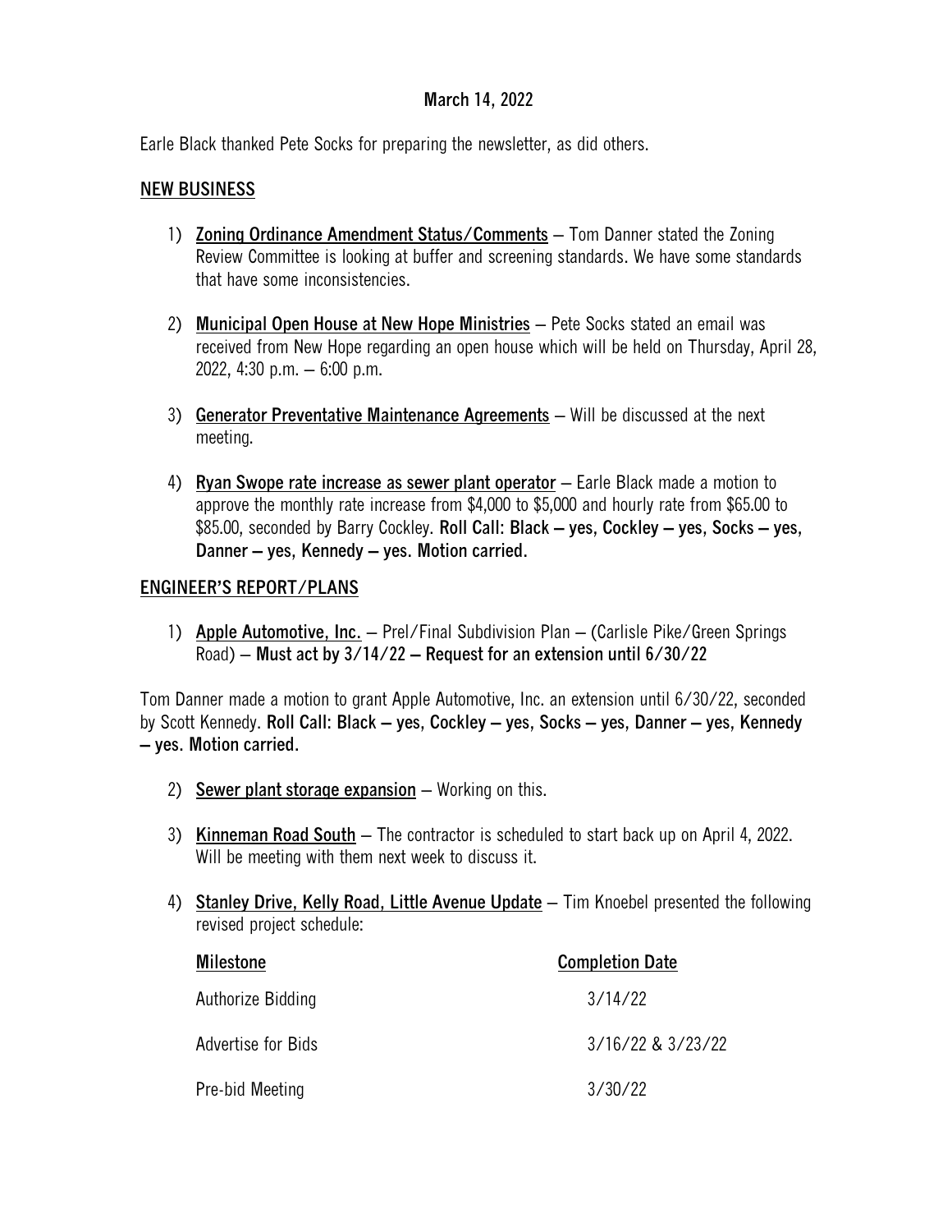March 14, 2022

Earle Black thanked Pete Socks for preparing the newsletter, as did others.

## NEW BUSINESS

1) **Zoning Ordinance Amendment Status/Comments** – Tom Danner stated the Zoning Review Committee is looking at buffer and screening standards. We have some standards that have some inconsistencies.

2) **Municipal Open House at New Hope Ministries** – Pete Socks stated an email was received from New Hope regarding an open house which will be held on Thursday, April 28, 2022, 4:30 p.m. – 6:00 p.m.

3) **Generator Preventative Maintenance Agreements** – Will be discussed at the next meeting.

4) **Ryan Swope rate increase as sewer plant operator** – Earle Black made a motion to approve the monthly rate increase from $4,000 to $5,000 and hourly rate from $65.00 to $85.00, seconded by Barry Cockley. **Roll Call: Black – yes, Cockley – yes, Socks – yes, Danner – yes, Kennedy – yes. Motion carried.**

## ENGINEER'S REPORT/PLANS

1) **Apple Automotive, Inc.** – Prel/Final Subdivision Plan – (Carlisle Pike/Green Springs Road) – **Must act by 3/14/22 – Request for an extension until 6/30/22**

Tom Danner made a motion to grant Apple Automotive, Inc. an extension until 6/30/22, seconded by Scott Kennedy. **Roll Call: Black – yes, Cockley – yes, Socks – yes, Danner – yes, Kennedy – yes. Motion carried.**

2) **Sewer plant storage expansion** – Working on this.

3) **Kinneman Road South** – The contractor is scheduled to start back up on April 4, 2022. Will be meeting with them next week to discuss it.

4) **Stanley Drive, Kelly Road, Little Avenue Update** – Tim Knoebel presented the following revised project schedule:

| Milestone | Completion Date |
|---|---|
| Authorize Bidding | 3/14/22 |
| Advertise for Bids | 3/16/22 & 3/23/22 |
| Pre-bid Meeting | 3/30/22 |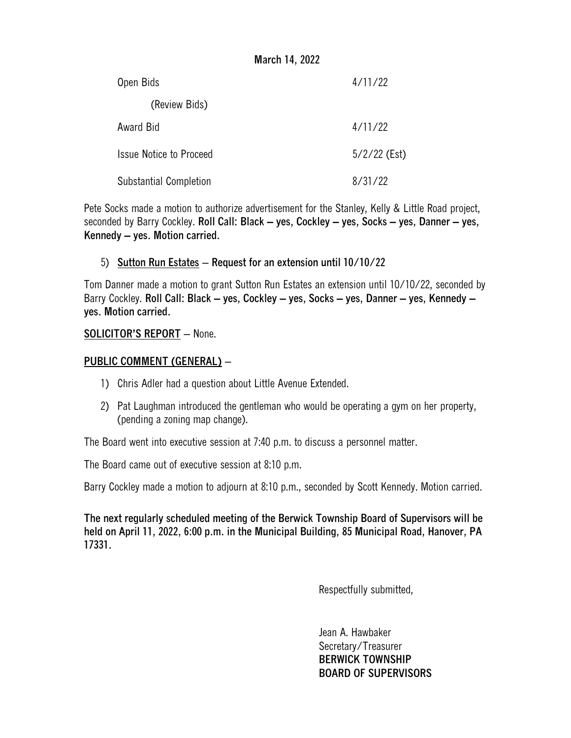**March 14, 2022**

| | |
|---|---|
| Open Bids | 4/11/22 |
| (Review Bids) | |
| Award Bid | 4/11/22 |
| Issue Notice to Proceed | 5/2/22 (Est) |
| Substantial Completion | 8/31/22 |

Pete Socks made a motion to authorize advertisement for the Stanley, Kelly & Little Road project, seconded by Barry Cockley. **Roll Call: Black – yes, Cockley – yes, Socks – yes, Danner – yes, Kennedy – yes. Motion carried.**

5) **<u>Sutton Run Estates</u> – Request for an extension until 10/10/22**

Tom Danner made a motion to grant Sutton Run Estates an extension until 10/10/22, seconded by Barry Cockley. **Roll Call: Black – yes, Cockley – yes, Socks – yes, Danner – yes, Kennedy – yes. Motion carried.**

**<u>SOLICITOR'S REPORT</u>** – None.

**<u>PUBLIC COMMENT (GENERAL)</u>** –

1) Chris Adler had a question about Little Avenue Extended.
2) Pat Laughman introduced the gentleman who would be operating a gym on her property, (pending a zoning map change).

The Board went into executive session at 7:40 p.m. to discuss a personnel matter.

The Board came out of executive session at 8:10 p.m.

Barry Cockley made a motion to adjourn at 8:10 p.m., seconded by Scott Kennedy. Motion carried.

**The next regularly scheduled meeting of the Berwick Township Board of Supervisors will be held on April 11, 2022, 6:00 p.m. in the Municipal Building, 85 Municipal Road, Hanover, PA 17331.**

Respectfully submitted,

Jean A. Hawbaker
Secretary/Treasurer
**BERWICK TOWNSHIP**
**BOARD OF SUPERVISORS**